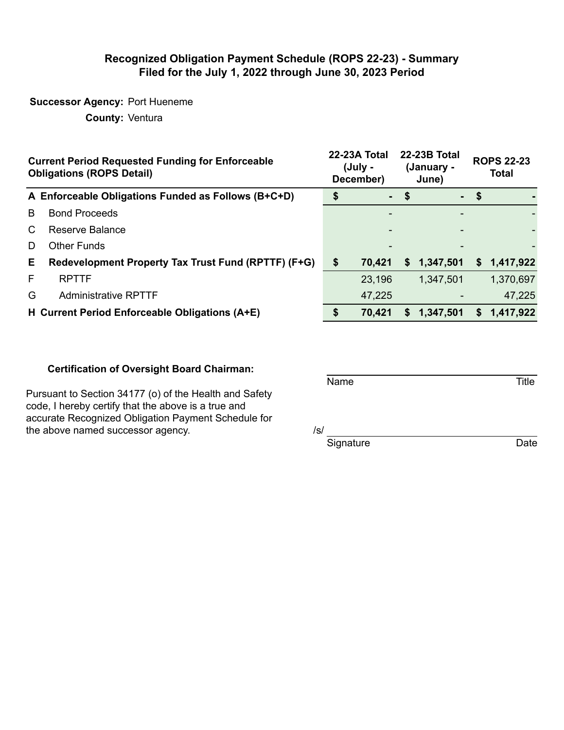# Recognized Obligation Payment Schedule (ROPS 22-23) - Summary
## Filed for the July 1, 2022 through June 30, 2023 Period

**Successor Agency:** Port Hueneme

**County:** Ventura

| | Current Period Requested Funding for Enforceable Obligations (ROPS Detail) | 22-23A Total (July - December) | 22-23B Total (January - June) | ROPS 22-23 Total |
|---|---|---|---|---|
| **A** | **Enforceable Obligations Funded as Follows (B+C+D)** | **$ -** | **$ -** | **$ -** |
| B | Bond Proceeds | - | - | - |
| C | Reserve Balance | - | - | - |
| D | Other Funds | - | - | - |
| **E** | **Redevelopment Property Tax Trust Fund (RPTTF) (F+G)** | **$ 70,421** | **$ 1,347,501** | **$ 1,417,922** |
| F | RPTTF | 23,196 | 1,347,501 | 1,370,697 |
| G | Administrative RPTTF | 47,225 | - | 47,225 |
| **H** | **Current Period Enforceable Obligations (A+E)** | **$ 70,421** | **$ 1,347,501** | **$ 1,417,922** |

**Certification of Oversight Board Chairman:**

Pursuant to Section 34177 (o) of the Health and Safety code, I hereby certify that the above is a true and accurate Recognized Obligation Payment Schedule for the above named successor agency.

Name _______________ Title

/s/ _______________

Signature _______________ Date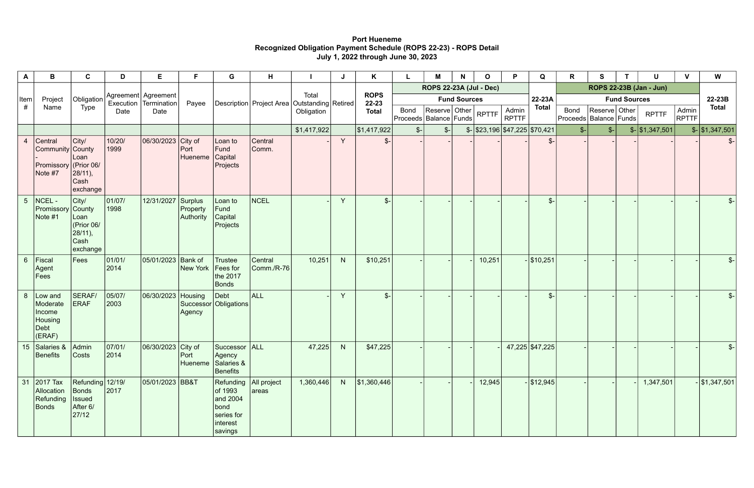**Port Hueneme**
**Recognized Obligation Payment Schedule (ROPS 22-23) - ROPS Detail**
**July 1, 2022 through June 30, 2023**

| A | B | C | D | E | F | G | H | I | J | K | L | M | N | O | P | Q | R | S | T | U | V | W |
|---|---|---|---|---|---|---|---|---|---|---|---|---|---|---|---|---|---|---|---|---|---|---|
| | | | | | | | | | | | ROPS 22-23A (Jul - Dec) | | | | | | ROPS 22-23B (Jan - Jun) | | | | | |
| | | | | | | | | | | | Fund Sources | | | | | | Fund Sources | | | | | |
| Item # | Project Name | Obligation Type | Agreement Execution Date | Agreement Termination Date | Payee | Description | Project Area | Total Outstanding Obligation | Retired | ROPS 22-23 Total | Bond Proceeds | Reserve Balance | Other Funds | RPTTF | Admin RPTTF | 22-23A Total | Bond Proceeds | Reserve Balance | Other Funds | RPTTF | Admin RPTTF | 22-23B Total |
| | | | | | | | | $1,417,922 | | $1,417,922 | $- | $- | $- | $23,196 | $47,225 | $70,421 | $- | $- | $- | $1,347,501 | $- | $1,347,501 |
| 4 | Central Community - Promissory Note #7 | City/ County Loan (Prior 06/ 28/11), Cash exchange | 10/20/ 1999 | 06/30/2023 | City of Port Hueneme | Loan to Fund Capital Projects | Central Comm. | - | Y | $- | - | - | - | - | - | $- | - | - | - | - | - | $- |
| 5 | NCEL - Promissory Note #1 | City/ County Loan (Prior 06/ 28/11), Cash exchange | 01/07/ 1998 | 12/31/2027 | Surplus Property Authority | Loan to Fund Capital Projects | NCEL | - | Y | $- | - | - | - | - | - | $- | - | - | - | - | - | $- |
| 6 | Fiscal Agent Fees | Fees | 01/01/ 2014 | 05/01/2023 | Bank of New York | Trustee Fees for the 2017 Bonds | Central Comm./R-76 | 10,251 | N | $10,251 | - | - | - | 10,251 | - | $10,251 | - | - | - | - | - | $- |
| 8 | Low and Moderate Income Housing Debt (ERAF) | SERAF/ ERAF | 05/07/ 2003 | 06/30/2023 | Housing Successor Agency | Debt Obligations | ALL | - | Y | $- | - | - | - | - | - | $- | - | - | - | - | - | $- |
| 15 | Salaries & Benefits | Admin Costs | 07/01/ 2014 | 06/30/2023 | City of Port Hueneme | Successor Agency Salaries & Benefits | ALL | 47,225 | N | $47,225 | - | - | - | - | 47,225 | $47,225 | - | - | - | - | - | $- |
| 31 | 2017 Tax Allocation Refunding Bonds | Refunding Bonds Issued After 6/ 27/12 | 12/19/ 2017 | 05/01/2023 | BB&T | Refunding of 1993 and 2004 bond series for interest savings | All project areas | 1,360,446 | N | $1,360,446 | - | - | - | 12,945 | - | $12,945 | - | - | - | 1,347,501 | - | $1,347,501 |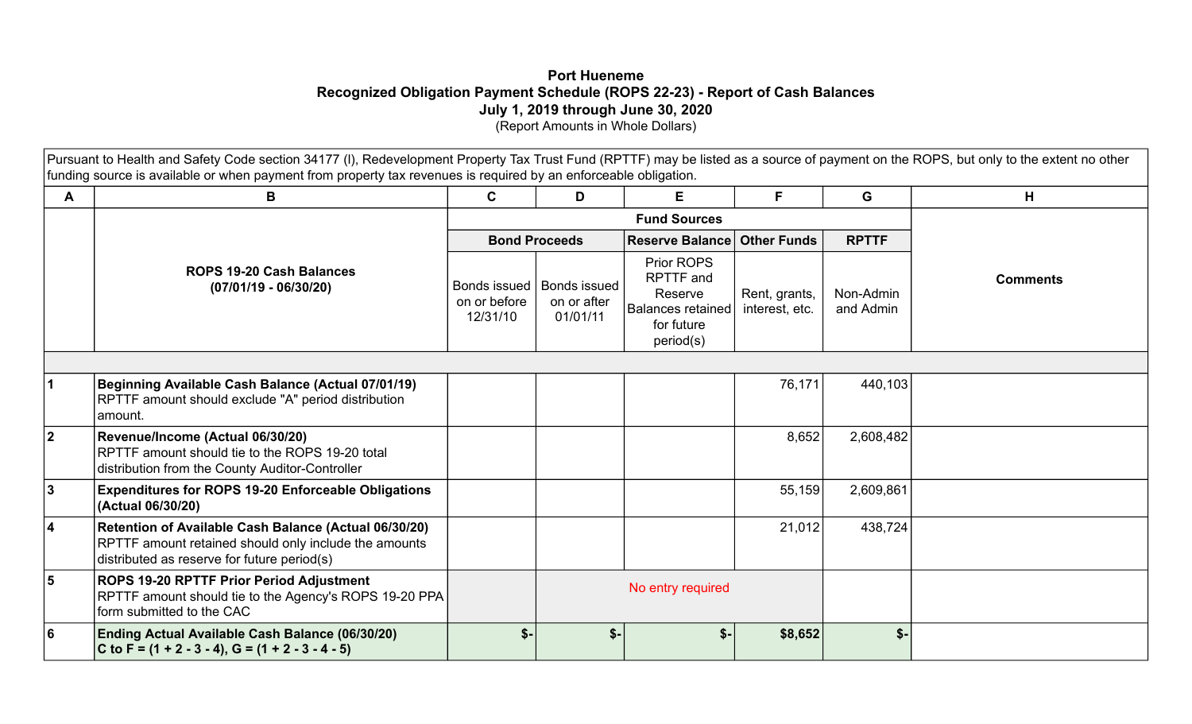**Port Hueneme**
**Recognized Obligation Payment Schedule (ROPS 22-23) - Report of Cash Balances**
**July 1, 2019 through June 30, 2020**
(Report Amounts in Whole Dollars)

Pursuant to Health and Safety Code section 34177 (l), Redevelopment Property Tax Trust Fund (RPTTF) may be listed as a source of payment on the ROPS, but only to the extent no other funding source is available or when payment from property tax revenues is required by an enforceable obligation.

| A | B | C | D | E | F | G | H |
|---|---|---|---|---|---|---|---|
| | | **Fund Sources** | | | | | |
| | | **Bond Proceeds** | | **Reserve Balance** | **Other Funds** | **RPTTF** | |
| | **ROPS 19-20 Cash Balances (07/01/19 - 06/30/20)** | Bonds issued on or before 12/31/10 | Bonds issued on or after 01/01/11 | Prior ROPS RPTTF and Reserve Balances retained for future period(s) | Rent, grants, interest, etc. | Non-Admin and Admin | **Comments** |
| 1 | **Beginning Available Cash Balance (Actual 07/01/19)** RPTTF amount should exclude "A" period distribution amount. | | | | 76,171 | 440,103 | |
| 2 | **Revenue/Income (Actual 06/30/20)** RPTTF amount should tie to the ROPS 19-20 total distribution from the County Auditor-Controller | | | | 8,652 | 2,608,482 | |
| 3 | **Expenditures for ROPS 19-20 Enforceable Obligations (Actual 06/30/20)** | | | | 55,159 | 2,609,861 | |
| 4 | **Retention of Available Cash Balance (Actual 06/30/20)** RPTTF amount retained should only include the amounts distributed as reserve for future period(s) | | | | 21,012 | 438,724 | |
| 5 | **ROPS 19-20 RPTTF Prior Period Adjustment** RPTTF amount should tie to the Agency's ROPS 19-20 PPA form submitted to the CAC | | No entry required | | | | |
| 6 | **Ending Actual Available Cash Balance (06/30/20) C to F = (1 + 2 - 3 - 4), G = (1 + 2 - 3 - 4 - 5)** | $- | $- | $- | $8,652 | $- | |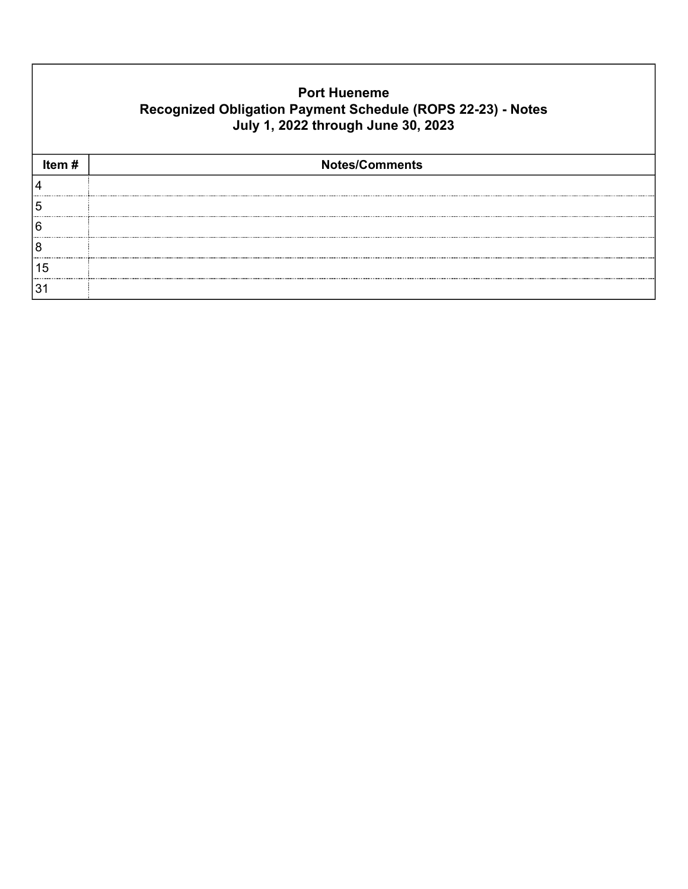# Port Hueneme
## Recognized Obligation Payment Schedule (ROPS 22-23) - Notes
### July 1, 2022 through June 30, 2023

| Item # | Notes/Comments |
|---|---|
| 4 | |
| 5 | |
| 6 | |
| 8 | |
| 15 | |
| 31 | |